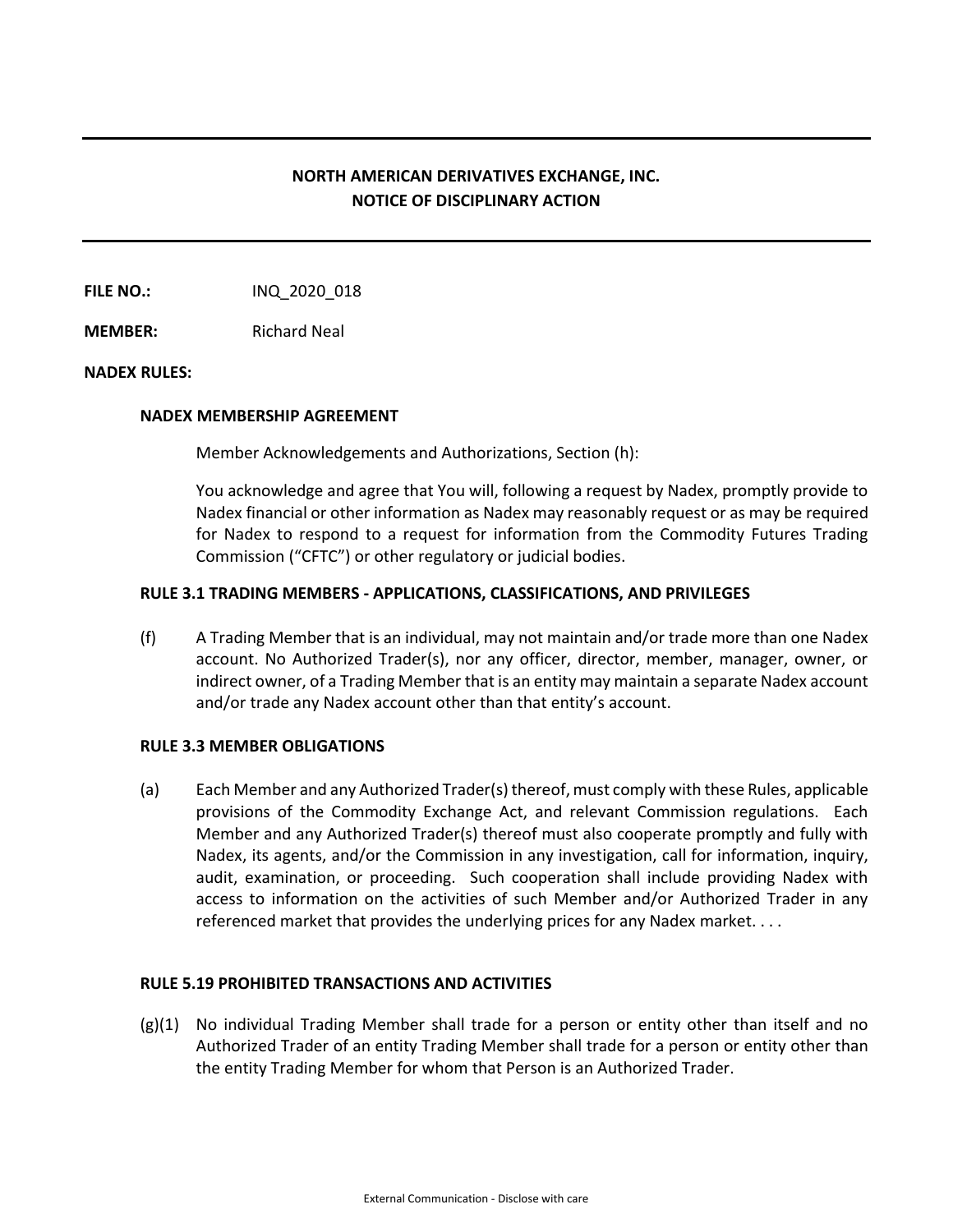## NORTH AMERICAN DERIVATIVES EXCHANGE, INC.
## NOTICE OF DISCIPLINARY ACTION

**FILE NO.:** INQ_2020_018

**MEMBER:** Richard Neal

**NADEX RULES:**

**NADEX MEMBERSHIP AGREEMENT**

Member Acknowledgements and Authorizations, Section (h):

You acknowledge and agree that You will, following a request by Nadex, promptly provide to Nadex financial or other information as Nadex may reasonably request or as may be required for Nadex to respond to a request for information from the Commodity Futures Trading Commission ("CFTC") or other regulatory or judicial bodies.

**RULE 3.1 TRADING MEMBERS - APPLICATIONS, CLASSIFICATIONS, AND PRIVILEGES**

(f) A Trading Member that is an individual, may not maintain and/or trade more than one Nadex account. No Authorized Trader(s), nor any officer, director, member, manager, owner, or indirect owner, of a Trading Member that is an entity may maintain a separate Nadex account and/or trade any Nadex account other than that entity's account.

**RULE 3.3 MEMBER OBLIGATIONS**

(a) Each Member and any Authorized Trader(s) thereof, must comply with these Rules, applicable provisions of the Commodity Exchange Act, and relevant Commission regulations. Each Member and any Authorized Trader(s) thereof must also cooperate promptly and fully with Nadex, its agents, and/or the Commission in any investigation, call for information, inquiry, audit, examination, or proceeding. Such cooperation shall include providing Nadex with access to information on the activities of such Member and/or Authorized Trader in any referenced market that provides the underlying prices for any Nadex market. . . .

**RULE 5.19 PROHIBITED TRANSACTIONS AND ACTIVITIES**

(g)(1) No individual Trading Member shall trade for a person or entity other than itself and no Authorized Trader of an entity Trading Member shall trade for a person or entity other than the entity Trading Member for whom that Person is an Authorized Trader.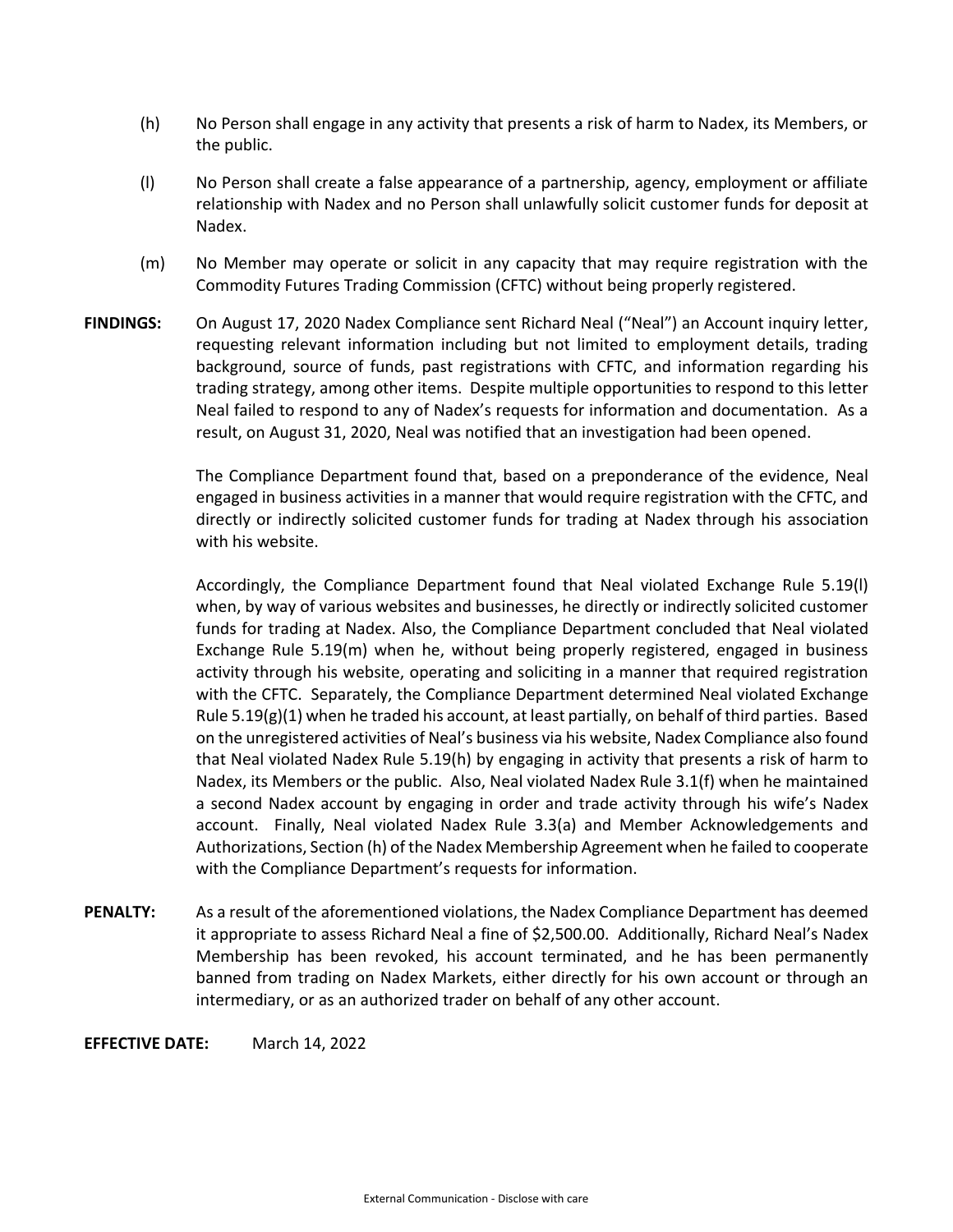(h) No Person shall engage in any activity that presents a risk of harm to Nadex, its Members, or the public.

(l) No Person shall create a false appearance of a partnership, agency, employment or affiliate relationship with Nadex and no Person shall unlawfully solicit customer funds for deposit at Nadex.

(m) No Member may operate or solicit in any capacity that may require registration with the Commodity Futures Trading Commission (CFTC) without being properly registered.

**FINDINGS:** On August 17, 2020 Nadex Compliance sent Richard Neal ("Neal") an Account inquiry letter, requesting relevant information including but not limited to employment details, trading background, source of funds, past registrations with CFTC, and information regarding his trading strategy, among other items. Despite multiple opportunities to respond to this letter Neal failed to respond to any of Nadex's requests for information and documentation. As a result, on August 31, 2020, Neal was notified that an investigation had been opened.

The Compliance Department found that, based on a preponderance of the evidence, Neal engaged in business activities in a manner that would require registration with the CFTC, and directly or indirectly solicited customer funds for trading at Nadex through his association with his website.

Accordingly, the Compliance Department found that Neal violated Exchange Rule 5.19(l) when, by way of various websites and businesses, he directly or indirectly solicited customer funds for trading at Nadex. Also, the Compliance Department concluded that Neal violated Exchange Rule 5.19(m) when he, without being properly registered, engaged in business activity through his website, operating and soliciting in a manner that required registration with the CFTC. Separately, the Compliance Department determined Neal violated Exchange Rule 5.19(g)(1) when he traded his account, at least partially, on behalf of third parties. Based on the unregistered activities of Neal's business via his website, Nadex Compliance also found that Neal violated Nadex Rule 5.19(h) by engaging in activity that presents a risk of harm to Nadex, its Members or the public. Also, Neal violated Nadex Rule 3.1(f) when he maintained a second Nadex account by engaging in order and trade activity through his wife's Nadex account. Finally, Neal violated Nadex Rule 3.3(a) and Member Acknowledgements and Authorizations, Section (h) of the Nadex Membership Agreement when he failed to cooperate with the Compliance Department's requests for information.

**PENALTY:** As a result of the aforementioned violations, the Nadex Compliance Department has deemed it appropriate to assess Richard Neal a fine of $2,500.00. Additionally, Richard Neal's Nadex Membership has been revoked, his account terminated, and he has been permanently banned from trading on Nadex Markets, either directly for his own account or through an intermediary, or as an authorized trader on behalf of any other account.

**EFFECTIVE DATE:** March 14, 2022